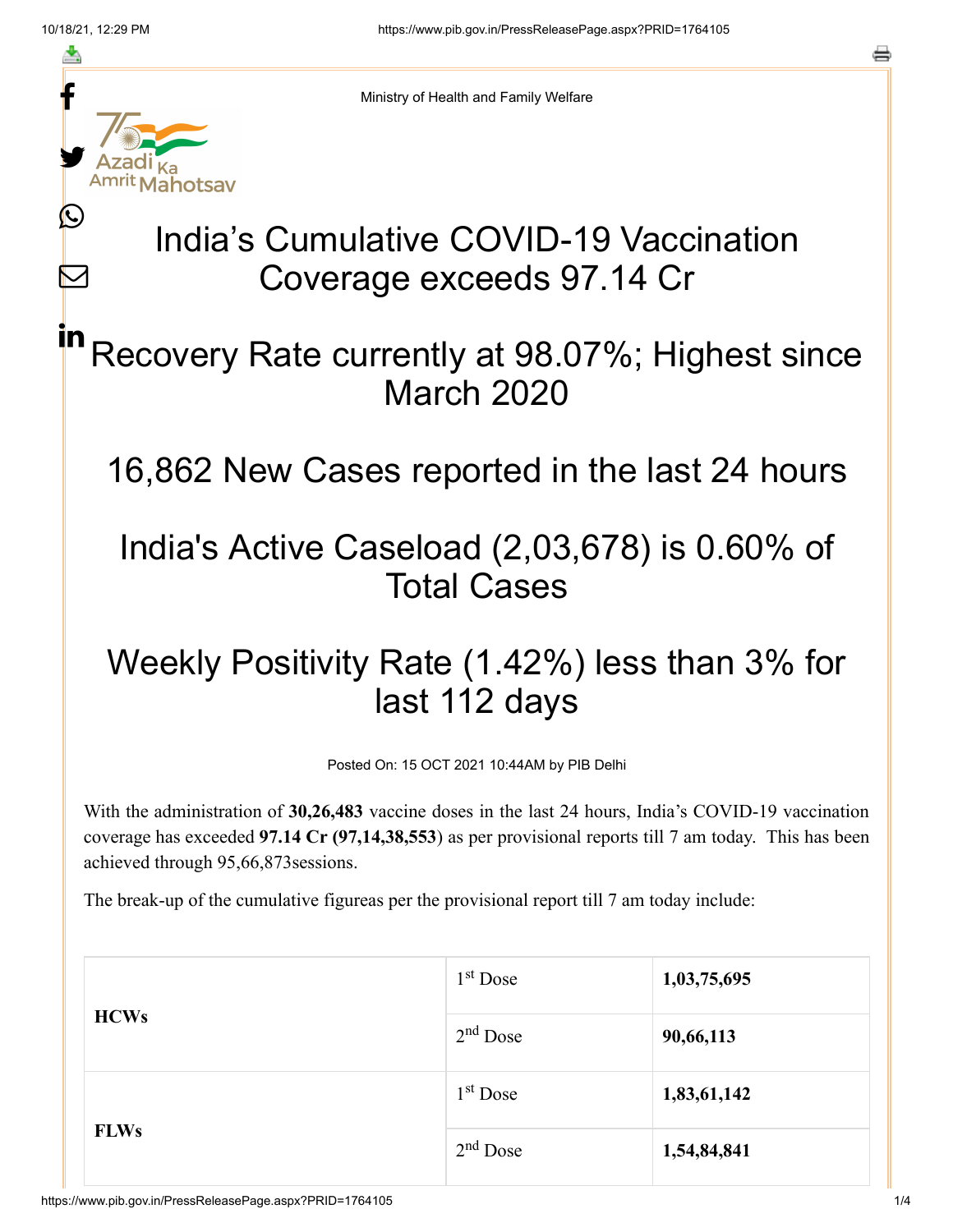Ministry of Health and Family Welfare

# India's Cumulative COVID-19 Vaccination Coverage exceeds 97.14 Cr

# Recovery Rate currently at 98.07%; Highest since March 2020

# 16,862 New Cases reported in the last 24 hours

# India's Active Caseload (2,03,678) is 0.60% of Total Cases

# Weekly Positivity Rate (1.42%) less than 3% for last 112 days

Posted On: 15 OCT 2021 10:44AM by PIB Delhi

With the administration of **30,26,483** vaccine doses in the last 24 hours, India's COVID-19 vaccination coverage has exceeded **97.14 Cr (97,14,38,553**) as per provisional reports till 7 am today. This has been achieved through 95,66,873sessions.

The break-up of the cumulative figureas per the provisional report till 7 am today include:

| | | |
|---|---|---|
| **HCWs** | 1st Dose | **1,03,75,695** |
| | 2nd Dose | **90,66,113** |
| **FLWs** | 1st Dose | **1,83,61,142** |
| | 2nd Dose | **1,54,84,841** |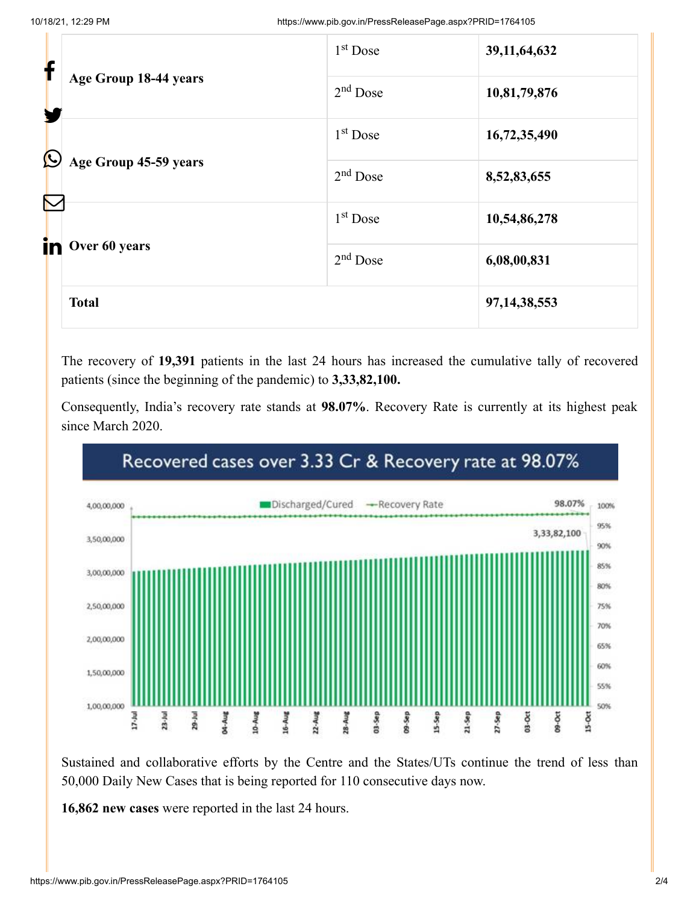| | | |
|---|---|---|
| Age Group 18-44 years | 1st Dose | **39,11,64,632** |
| | 2nd Dose | **10,81,79,876** |
| Age Group 45-59 years | 1st Dose | **16,72,35,490** |
| | 2nd Dose | **8,52,83,655** |
| Over 60 years | 1st Dose | **10,54,86,278** |
| | 2nd Dose | **6,08,00,831** |
| **Total** | | **97,14,38,553** |

The recovery of **19,391** patients in the last 24 hours has increased the cumulative tally of recovered patients (since the beginning of the pandemic) to **3,33,82,100.**

Consequently, India's recovery rate stands at **98.07%**. Recovery Rate is currently at its highest peak since March 2020.

Recovered cases over 3.33 Cr & Recovery rate at 98.07%

Sustained and collaborative efforts by the Centre and the States/UTs continue the trend of less than 50,000 Daily New Cases that is being reported for 110 consecutive days now.

**16,862 new cases** were reported in the last 24 hours.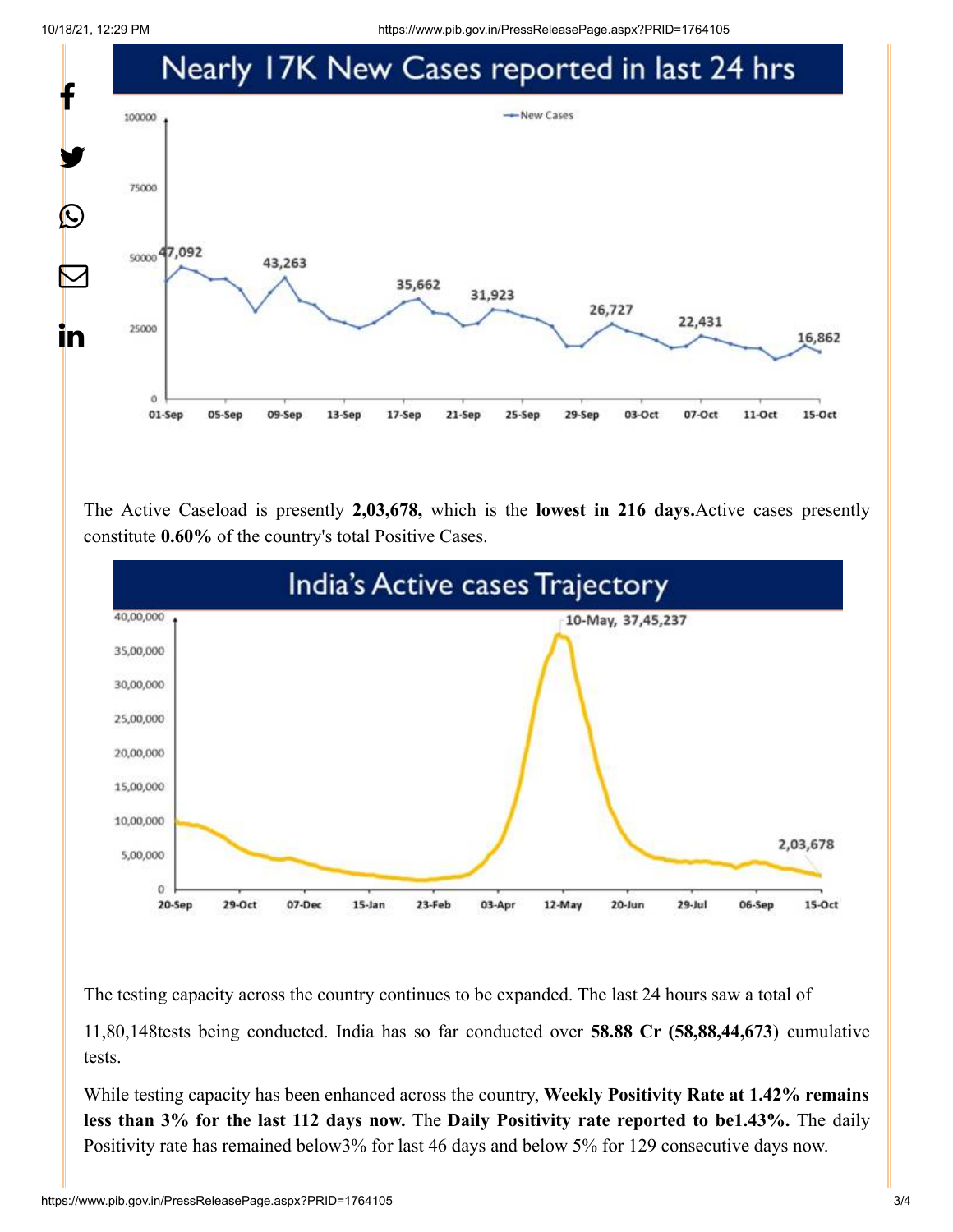## Nearly 17K New Cases reported in last 24 hrs

The Active Caseload is presently **2,03,678,** which is the **lowest in 216 days.**Active cases presently constitute **0.60%** of the country's total Positive Cases.

## India's Active cases Trajectory

The testing capacity across the country continues to be expanded. The last 24 hours saw a total of

11,80,148tests being conducted. India has so far conducted over **58.88 Cr (58,88,44,673**) cumulative tests.

While testing capacity has been enhanced across the country, **Weekly Positivity Rate at 1.42% remains less than 3% for the last 112 days now.** The **Daily Positivity rate reported to be1.43%.** The daily Positivity rate has remained below3% for last 46 days and below 5% for 129 consecutive days now.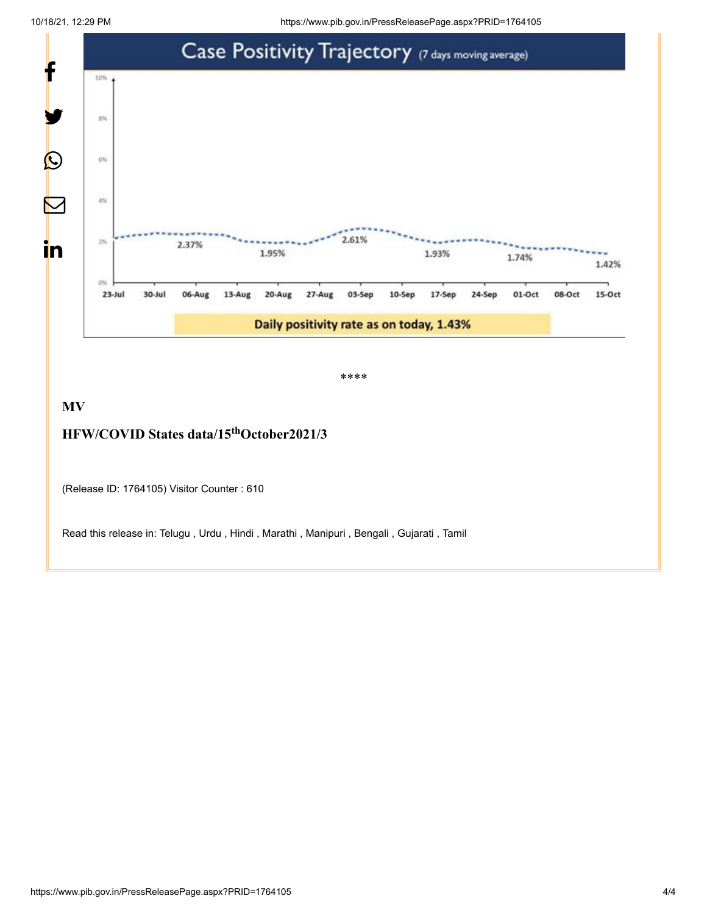Case Positivity Trajectory (7 days moving average)

10%
8%
6%
4%
2%
0%

2.37%
1.95%
2.61%
1.93%
1.74%
1.42%

23-Jul 30-Jul 06-Aug 13-Aug 20-Aug 27-Aug 03-Sep 10-Sep 17-Sep 24-Sep 01-Oct 08-Oct 15-Oct

Daily positivity rate as on today, 1.43%

****

**MV**

**HFW/COVID States data/15th October2021/3**

(Release ID: 1764105) Visitor Counter : 610

Read this release in: Telugu , Urdu , Hindi , Marathi , Manipuri , Bengali , Gujarati , Tamil